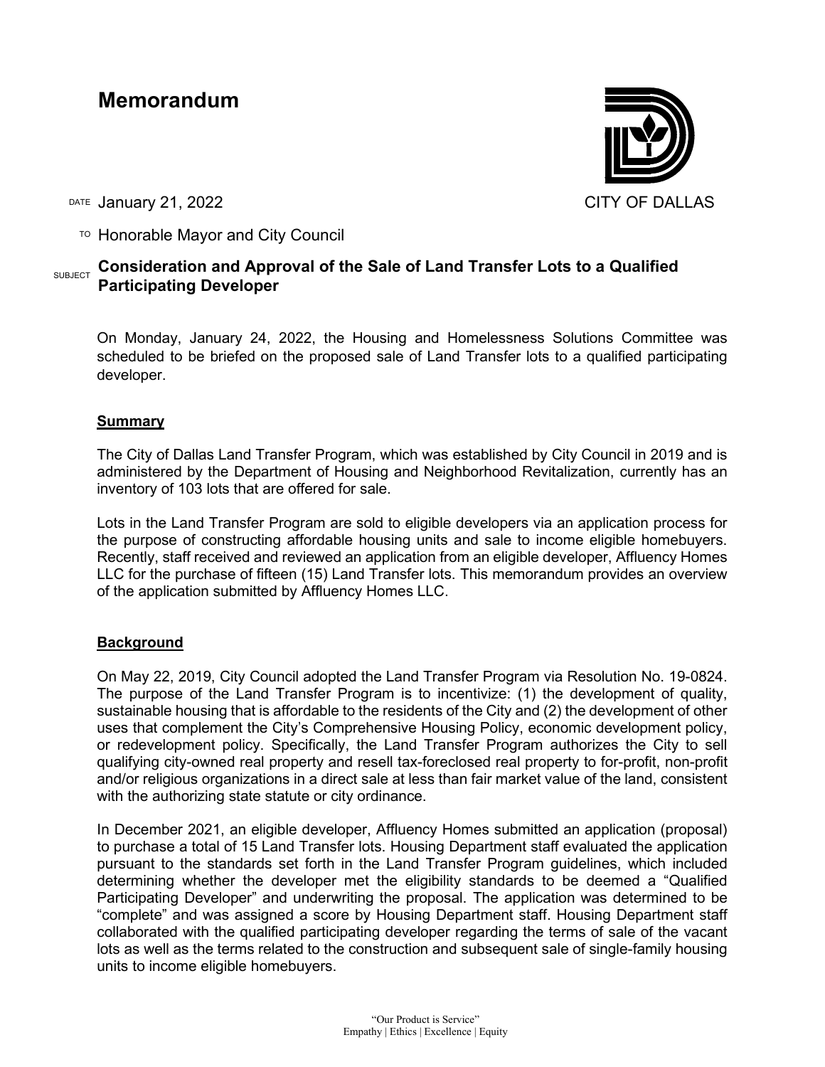# Memorandum

CITY OF DALLAS

DATE January 21, 2022

TO Honorable Mayor and City Council

SUBJECT **Consideration and Approval of the Sale of Land Transfer Lots to a Qualified Participating Developer**

On Monday, January 24, 2022, the Housing and Homelessness Solutions Committee was scheduled to be briefed on the proposed sale of Land Transfer lots to a qualified participating developer.

## Summary

The City of Dallas Land Transfer Program, which was established by City Council in 2019 and is administered by the Department of Housing and Neighborhood Revitalization, currently has an inventory of 103 lots that are offered for sale.

Lots in the Land Transfer Program are sold to eligible developers via an application process for the purpose of constructing affordable housing units and sale to income eligible homebuyers. Recently, staff received and reviewed an application from an eligible developer, Affluency Homes LLC for the purchase of fifteen (15) Land Transfer lots. This memorandum provides an overview of the application submitted by Affluency Homes LLC.

## Background

On May 22, 2019, City Council adopted the Land Transfer Program via Resolution No. 19-0824. The purpose of the Land Transfer Program is to incentivize: (1) the development of quality, sustainable housing that is affordable to the residents of the City and (2) the development of other uses that complement the City's Comprehensive Housing Policy, economic development policy, or redevelopment policy. Specifically, the Land Transfer Program authorizes the City to sell qualifying city-owned real property and resell tax-foreclosed real property to for-profit, non-profit and/or religious organizations in a direct sale at less than fair market value of the land, consistent with the authorizing state statute or city ordinance.

In December 2021, an eligible developer, Affluency Homes submitted an application (proposal) to purchase a total of 15 Land Transfer lots. Housing Department staff evaluated the application pursuant to the standards set forth in the Land Transfer Program guidelines, which included determining whether the developer met the eligibility standards to be deemed a "Qualified Participating Developer" and underwriting the proposal. The application was determined to be "complete" and was assigned a score by Housing Department staff. Housing Department staff collaborated with the qualified participating developer regarding the terms of sale of the vacant lots as well as the terms related to the construction and subsequent sale of single-family housing units to income eligible homebuyers.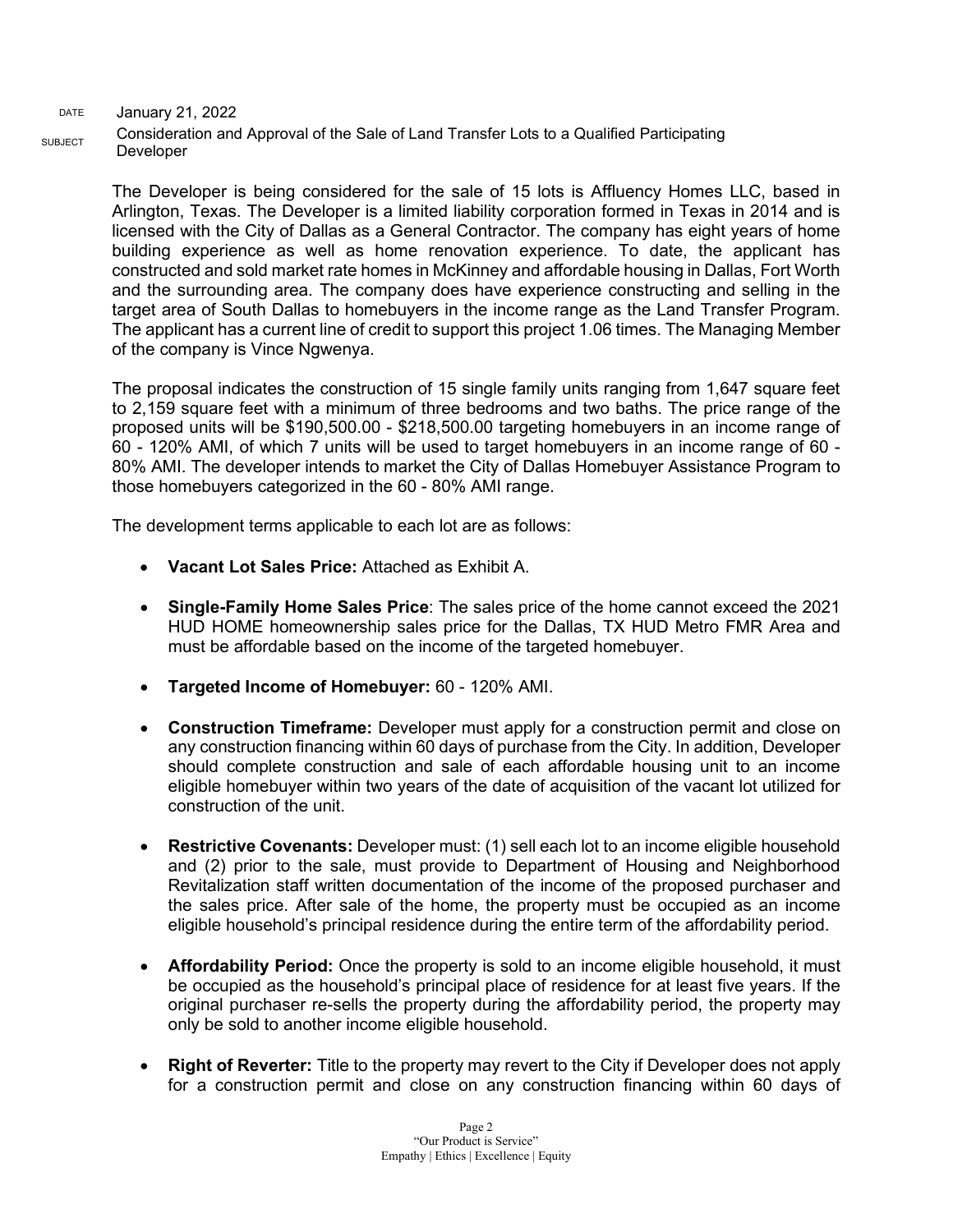DATE January 21, 2022

SUBJECT Consideration and Approval of the Sale of Land Transfer Lots to a Qualified Participating Developer

The Developer is being considered for the sale of 15 lots is Affluency Homes LLC, based in Arlington, Texas. The Developer is a limited liability corporation formed in Texas in 2014 and is licensed with the City of Dallas as a General Contractor. The company has eight years of home building experience as well as home renovation experience. To date, the applicant has constructed and sold market rate homes in McKinney and affordable housing in Dallas, Fort Worth and the surrounding area. The company does have experience constructing and selling in the target area of South Dallas to homebuyers in the income range as the Land Transfer Program. The applicant has a current line of credit to support this project 1.06 times. The Managing Member of the company is Vince Ngwenya.

The proposal indicates the construction of 15 single family units ranging from 1,647 square feet to 2,159 square feet with a minimum of three bedrooms and two baths. The price range of the proposed units will be $190,500.00 - $218,500.00 targeting homebuyers in an income range of 60 - 120% AMI, of which 7 units will be used to target homebuyers in an income range of 60 - 80% AMI. The developer intends to market the City of Dallas Homebuyer Assistance Program to those homebuyers categorized in the 60 - 80% AMI range.

The development terms applicable to each lot are as follows:

- **Vacant Lot Sales Price:** Attached as Exhibit A.
- **Single-Family Home Sales Price**: The sales price of the home cannot exceed the 2021 HUD HOME homeownership sales price for the Dallas, TX HUD Metro FMR Area and must be affordable based on the income of the targeted homebuyer.
- **Targeted Income of Homebuyer:** 60 - 120% AMI.
- **Construction Timeframe:** Developer must apply for a construction permit and close on any construction financing within 60 days of purchase from the City. In addition, Developer should complete construction and sale of each affordable housing unit to an income eligible homebuyer within two years of the date of acquisition of the vacant lot utilized for construction of the unit.
- **Restrictive Covenants:** Developer must: (1) sell each lot to an income eligible household and (2) prior to the sale, must provide to Department of Housing and Neighborhood Revitalization staff written documentation of the income of the proposed purchaser and the sales price. After sale of the home, the property must be occupied as an income eligible household's principal residence during the entire term of the affordability period.
- **Affordability Period:** Once the property is sold to an income eligible household, it must be occupied as the household's principal place of residence for at least five years. If the original purchaser re-sells the property during the affordability period, the property may only be sold to another income eligible household.
- **Right of Reverter:** Title to the property may revert to the City if Developer does not apply for a construction permit and close on any construction financing within 60 days of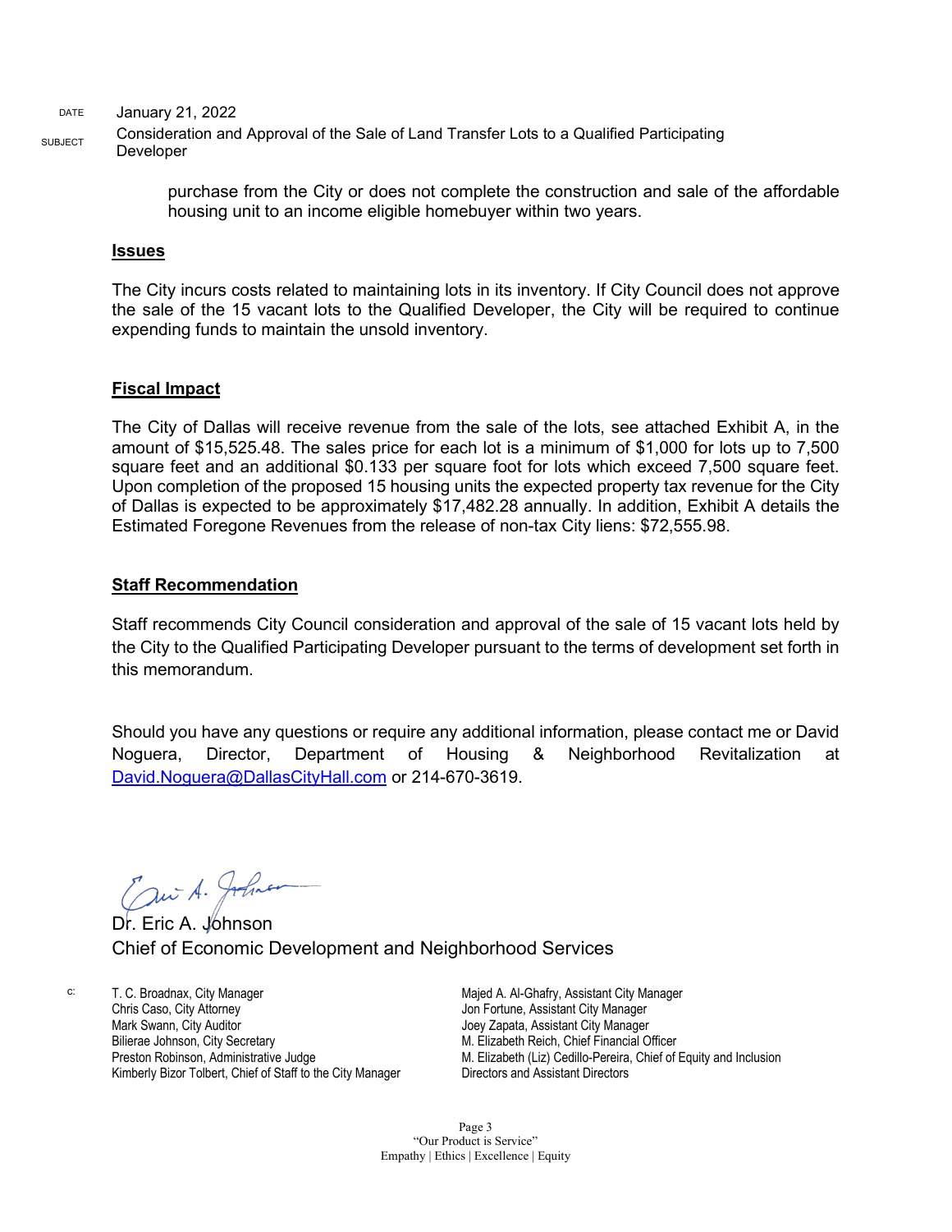DATE January 21, 2022

SUBJECT Consideration and Approval of the Sale of Land Transfer Lots to a Qualified Participating Developer

purchase from the City or does not complete the construction and sale of the affordable housing unit to an income eligible homebuyer within two years.

## Issues

The City incurs costs related to maintaining lots in its inventory. If City Council does not approve the sale of the 15 vacant lots to the Qualified Developer, the City will be required to continue expending funds to maintain the unsold inventory.

## Fiscal Impact

The City of Dallas will receive revenue from the sale of the lots, see attached Exhibit A, in the amount of $15,525.48. The sales price for each lot is a minimum of $1,000 for lots up to 7,500 square feet and an additional $0.133 per square foot for lots which exceed 7,500 square feet. Upon completion of the proposed 15 housing units the expected property tax revenue for the City of Dallas is expected to be approximately $17,482.28 annually. In addition, Exhibit A details the Estimated Foregone Revenues from the release of non-tax City liens: $72,555.98.

## Staff Recommendation

Staff recommends City Council consideration and approval of the sale of 15 vacant lots held by the City to the Qualified Participating Developer pursuant to the terms of development set forth in this memorandum.

Should you have any questions or require any additional information, please contact me or David Noguera, Director, Department of Housing & Neighborhood Revitalization at David.Noguera@DallasCityHall.com or 214-670-3619.

Dr. Eric A. Johnson
Chief of Economic Development and Neighborhood Services

c:
T. C. Broadnax, City Manager
Chris Caso, City Attorney
Mark Swann, City Auditor
Bilierae Johnson, City Secretary
Preston Robinson, Administrative Judge
Kimberly Bizor Tolbert, Chief of Staff to the City Manager
Majed A. Al-Ghafry, Assistant City Manager
Jon Fortune, Assistant City Manager
Joey Zapata, Assistant City Manager
M. Elizabeth Reich, Chief Financial Officer
M. Elizabeth (Liz) Cedillo-Pereira, Chief of Equity and Inclusion
Directors and Assistant Directors

"Our Product is Service"
Empathy | Ethics | Excellence | Equity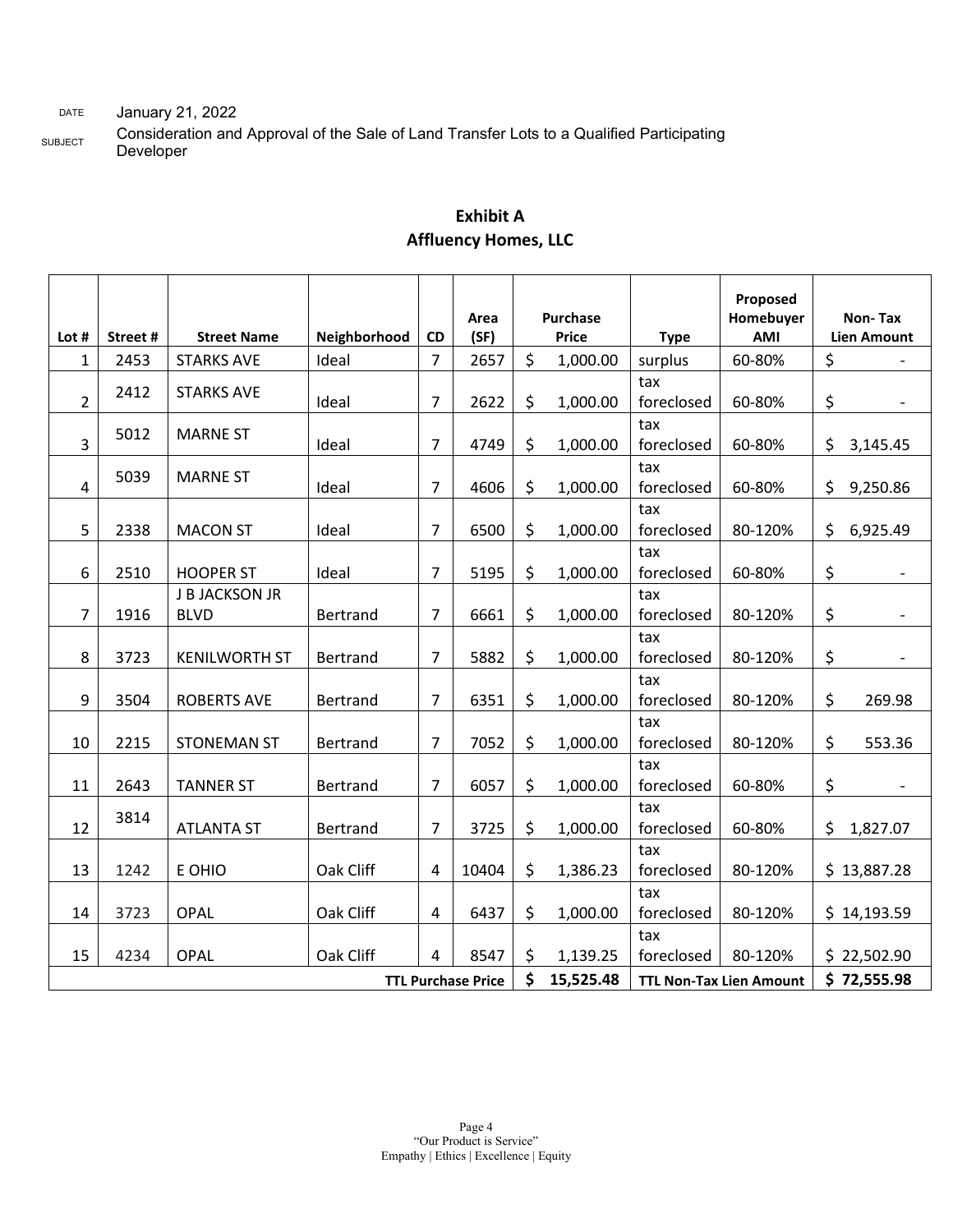DATE January 21, 2022

SUBJECT Consideration and Approval of the Sale of Land Transfer Lots to a Qualified Participating Developer

## Exhibit A
## Affluency Homes, LLC

| Lot # | Street # | Street Name | Neighborhood | CD | Area (SF) | Purchase Price | Type | Proposed Homebuyer AMI | Non- Tax Lien Amount |
|---|---|---|---|---|---|---|---|---|---|
| 1 | 2453 | STARKS AVE | Ideal | 7 | 2657 | $ 1,000.00 | surplus | 60-80% | $ - |
| 2 | 2412 | STARKS AVE | Ideal | 7 | 2622 | $ 1,000.00 | tax foreclosed | 60-80% | $ - |
| 3 | 5012 | MARNE ST | Ideal | 7 | 4749 | $ 1,000.00 | tax foreclosed | 60-80% | $ 3,145.45 |
| 4 | 5039 | MARNE ST | Ideal | 7 | 4606 | $ 1,000.00 | tax foreclosed | 60-80% | $ 9,250.86 |
| 5 | 2338 | MACON ST | Ideal | 7 | 6500 | $ 1,000.00 | tax foreclosed | 80-120% | $ 6,925.49 |
| 6 | 2510 | HOOPER ST | Ideal | 7 | 5195 | $ 1,000.00 | tax foreclosed | 60-80% | $ - |
| 7 | 1916 | J B JACKSON JR BLVD | Bertrand | 7 | 6661 | $ 1,000.00 | tax foreclosed | 80-120% | $ - |
| 8 | 3723 | KENILWORTH ST | Bertrand | 7 | 5882 | $ 1,000.00 | tax foreclosed | 80-120% | $ - |
| 9 | 3504 | ROBERTS AVE | Bertrand | 7 | 6351 | $ 1,000.00 | tax foreclosed | 80-120% | $ 269.98 |
| 10 | 2215 | STONEMAN ST | Bertrand | 7 | 7052 | $ 1,000.00 | tax foreclosed | 80-120% | $ 553.36 |
| 11 | 2643 | TANNER ST | Bertrand | 7 | 6057 | $ 1,000.00 | tax foreclosed | 60-80% | $ - |
| 12 | 3814 | ATLANTA ST | Bertrand | 7 | 3725 | $ 1,000.00 | tax foreclosed | 60-80% | $ 1,827.07 |
| 13 | 1242 | E OHIO | Oak Cliff | 4 | 10404 | $ 1,386.23 | tax foreclosed | 80-120% | $ 13,887.28 |
| 14 | 3723 | OPAL | Oak Cliff | 4 | 6437 | $ 1,000.00 | tax foreclosed | 80-120% | $ 14,193.59 |
| 15 | 4234 | OPAL | Oak Cliff | 4 | 8547 | $ 1,139.25 | tax foreclosed | 80-120% | $ 22,502.90 |
| | | | | | **TTL Purchase Price** | **$ 15,525.48** | **TTL Non-Tax Lien Amount** | | **$ 72,555.98** |

"Our Product is Service"
Empathy | Ethics | Excellence | Equity